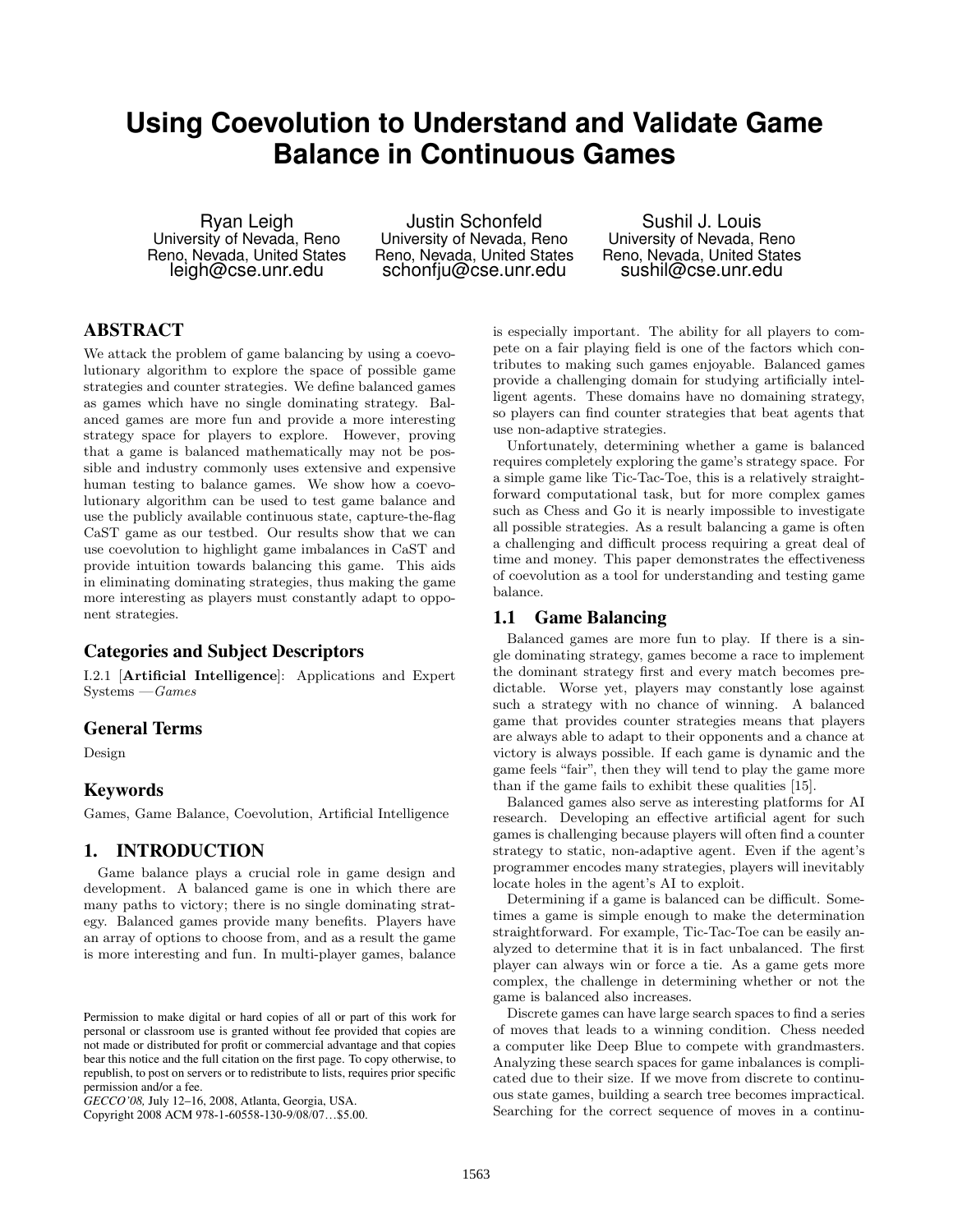# Using Coevolution to Understand and Validate Game Balance in Continuous Games

Ryan Leigh
University of Nevada, Reno
Reno, Nevada, United States
leigh@cse.unr.edu

Justin Schonfeld
University of Nevada, Reno
Reno, Nevada, United States
schonfju@cse.unr.edu

Sushil J. Louis
University of Nevada, Reno
Reno, Nevada, United States
sushil@cse.unr.edu

## ABSTRACT

We attack the problem of game balancing by using a coevolutionary algorithm to explore the space of possible game strategies and counter strategies. We define balanced games as games which have no single dominating strategy. Balanced games are more fun and provide a more interesting strategy space for players to explore. However, proving that a game is balanced mathematically may not be possible and industry commonly uses extensive and expensive human testing to balance games. We show how a coevolutionary algorithm can be used to test game balance and use the publicly available continuous state, capture-the-flag CaST game as our testbed. Our results show that we can use coevolution to highlight game imbalances in CaST and provide intuition towards balancing this game. This aids in eliminating dominating strategies, thus making the game more interesting as players must constantly adapt to opponent strategies.

## Categories and Subject Descriptors

I.2.1 [**Artificial Intelligence**]: Applications and Expert Systems —*Games*

## General Terms

Design

## Keywords

Games, Game Balance, Coevolution, Artificial Intelligence

## 1. INTRODUCTION

Game balance plays a crucial role in game design and development. A balanced game is one in which there are many paths to victory; there is no single dominating strategy. Balanced games provide many benefits. Players have an array of options to choose from, and as a result the game is more interesting and fun. In multi-player games, balance is especially important. The ability for all players to compete on a fair playing field is one of the factors which contributes to making such games enjoyable. Balanced games provide a challenging domain for studying artificially intelligent agents. These domains have no domaining strategy, so players can find counter strategies that beat agents that use non-adaptive strategies.

Unfortunately, determining whether a game is balanced requires completely exploring the game's strategy space. For a simple game like Tic-Tac-Toe, this is a relatively straightforward computational task, but for more complex games such as Chess and Go it is nearly impossible to investigate all possible strategies. As a result balancing a game is often a challenging and difficult process requiring a great deal of time and money. This paper demonstrates the effectiveness of coevolution as a tool for understanding and testing game balance.

### 1.1 Game Balancing

Balanced games are more fun to play. If there is a single dominating strategy, games become a race to implement the dominant strategy first and every match becomes predictable. Worse yet, players may constantly lose against such a strategy with no chance of winning. A balanced game that provides counter strategies means that players are always able to adapt to their opponents and a chance at victory is always possible. If each game is dynamic and the game feels "fair", then they will tend to play the game more than if the game fails to exhibit these qualities [15].

Balanced games also serve as interesting platforms for AI research. Developing an effective artificial agent for such games is challenging because players will often find a counter strategy to static, non-adaptive agent. Even if the agent's programmer encodes many strategies, players will inevitably locate holes in the agent's AI to exploit.

Determining if a game is balanced can be difficult. Sometimes a game is simple enough to make the determination straightforward. For example, Tic-Tac-Toe can be easily analyzed to determine that it is in fact unbalanced. The first player can always win or force a tie. As a game gets more complex, the challenge in determining whether or not the game is balanced also increases.

Discrete games can have large search spaces to find a series of moves that leads to a winning condition. Chess needed a computer like Deep Blue to compete with grandmasters. Analyzing these search spaces for game inbalances is complicated due to their size. If we move from discrete to continuous state games, building a search tree becomes impractical. Searching for the correct sequence of moves in a continu-

Permission to make digital or hard copies of all or part of this work for personal or classroom use is granted without fee provided that copies are not made or distributed for profit or commercial advantage and that copies bear this notice and the full citation on the first page. To copy otherwise, to republish, to post on servers or to redistribute to lists, requires prior specific permission and/or a fee.
*GECCO'08,* July 12–16, 2008, Atlanta, Georgia, USA.
Copyright 2008 ACM 978-1-60558-130-9/08/07…$5.00.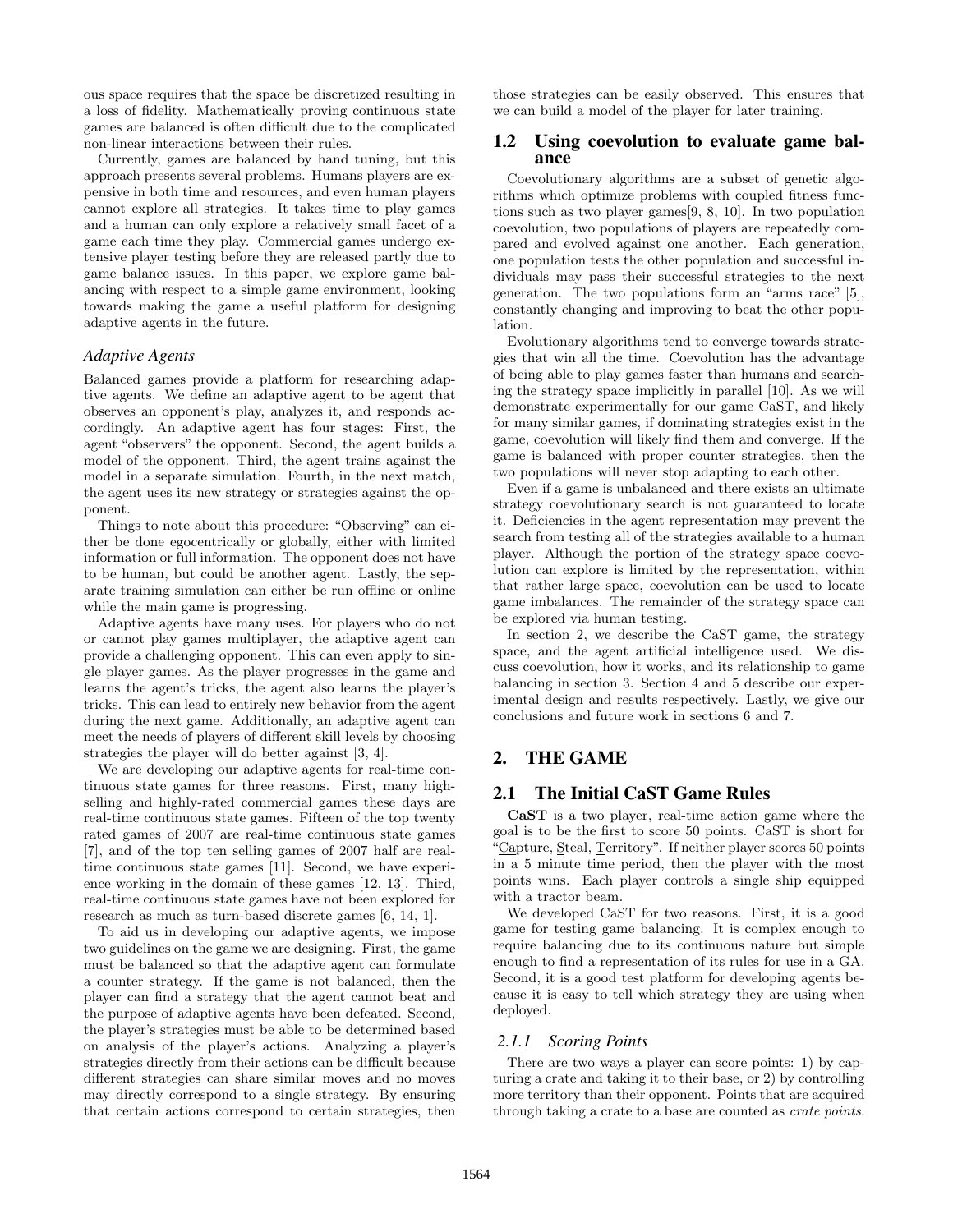ous space requires that the space be discretized resulting in a loss of fidelity. Mathematically proving continuous state games are balanced is often difficult due to the complicated non-linear interactions between their rules.

Currently, games are balanced by hand tuning, but this approach presents several problems. Humans players are expensive in both time and resources, and even human players cannot explore all strategies. It takes time to play games and a human can only explore a relatively small facet of a game each time they play. Commercial games undergo extensive player testing before they are released partly due to game balance issues. In this paper, we explore game balancing with respect to a simple game environment, looking towards making the game a useful platform for designing adaptive agents in the future.

### *Adaptive Agents*

Balanced games provide a platform for researching adaptive agents. We define an adaptive agent to be agent that observes an opponent's play, analyzes it, and responds accordingly. An adaptive agent has four stages: First, the agent "observers" the opponent. Second, the agent builds a model of the opponent. Third, the agent trains against the model in a separate simulation. Fourth, in the next match, the agent uses its new strategy or strategies against the opponent.

Things to note about this procedure: "Observing" can either be done egocentrically or globally, either with limited information or full information. The opponent does not have to be human, but could be another agent. Lastly, the separate training simulation can either be run offline or online while the main game is progressing.

Adaptive agents have many uses. For players who do not or cannot play games multiplayer, the adaptive agent can provide a challenging opponent. This can even apply to single player games. As the player progresses in the game and learns the agent's tricks, the agent also learns the player's tricks. This can lead to entirely new behavior from the agent during the next game. Additionally, an adaptive agent can meet the needs of players of different skill levels by choosing strategies the player will do better against [3, 4].

We are developing our adaptive agents for real-time continuous state games for three reasons. First, many high-selling and highly-rated commercial games these days are real-time continuous state games. Fifteen of the top twenty rated games of 2007 are real-time continuous state games [7], and of the top ten selling games of 2007 half are real-time continuous state games [11]. Second, we have experience working in the domain of these games [12, 13]. Third, real-time continuous state games have not been explored for research as much as turn-based discrete games [6, 14, 1].

To aid us in developing our adaptive agents, we impose two guidelines on the game we are designing. First, the game must be balanced so that the adaptive agent can formulate a counter strategy. If the game is not balanced, then the player can find a strategy that the agent cannot beat and the purpose of adaptive agents have been defeated. Second, the player's strategies must be able to be determined based on analysis of the player's actions. Analyzing a player's strategies directly from their actions can be difficult because different strategies can share similar moves and no moves may directly correspond to a single strategy. By ensuring that certain actions correspond to certain strategies, then those strategies can be easily observed. This ensures that we can build a model of the player for later training.

## 1.2 Using coevolution to evaluate game balance

Coevolutionary algorithms are a subset of genetic algorithms which optimize problems with coupled fitness functions such as two player games[9, 8, 10]. In two population coevolution, two populations of players are repeatedly compared and evolved against one another. Each generation, one population tests the other population and successful individuals may pass their successful strategies to the next generation. The two populations form an "arms race" [5], constantly changing and improving to beat the other population.

Evolutionary algorithms tend to converge towards strategies that win all the time. Coevolution has the advantage of being able to play games faster than humans and searching the strategy space implicitly in parallel [10]. As we will demonstrate experimentally for our game CaST, and likely for many similar games, if dominating strategies exist in the game, coevolution will likely find them and converge. If the game is balanced with proper counter strategies, then the two populations will never stop adapting to each other.

Even if a game is unbalanced and there exists an ultimate strategy coevolutionary search is not guaranteed to locate it. Deficiencies in the agent representation may prevent the search from testing all of the strategies available to a human player. Although the portion of the strategy space coevolution can explore is limited by the representation, within that rather large space, coevolution can be used to locate game imbalances. The remainder of the strategy space can be explored via human testing.

In section 2, we describe the CaST game, the strategy space, and the agent artificial intelligence used. We discuss coevolution, how it works, and its relationship to game balancing in section 3. Section 4 and 5 describe our experimental design and results respectively. Lastly, we give our conclusions and future work in sections 6 and 7.

## 2. THE GAME

## 2.1 The Initial CaST Game Rules

**CaST** is a two player, real-time action game where the goal is to be the first to score 50 points. CaST is short for "Capture, Steal, Territory". If neither player scores 50 points in a 5 minute time period, then the player with the most points wins. Each player controls a single ship equipped with a tractor beam.

We developed CaST for two reasons. First, it is a good game for testing game balancing. It is complex enough to require balancing due to its continuous nature but simple enough to find a representation of its rules for use in a GA. Second, it is a good test platform for developing agents because it is easy to tell which strategy they are using when deployed.

### *2.1.1 Scoring Points*

There are two ways a player can score points: 1) by capturing a crate and taking it to their base, or 2) by controlling more territory than their opponent. Points that are acquired through taking a crate to a base are counted as *crate points*.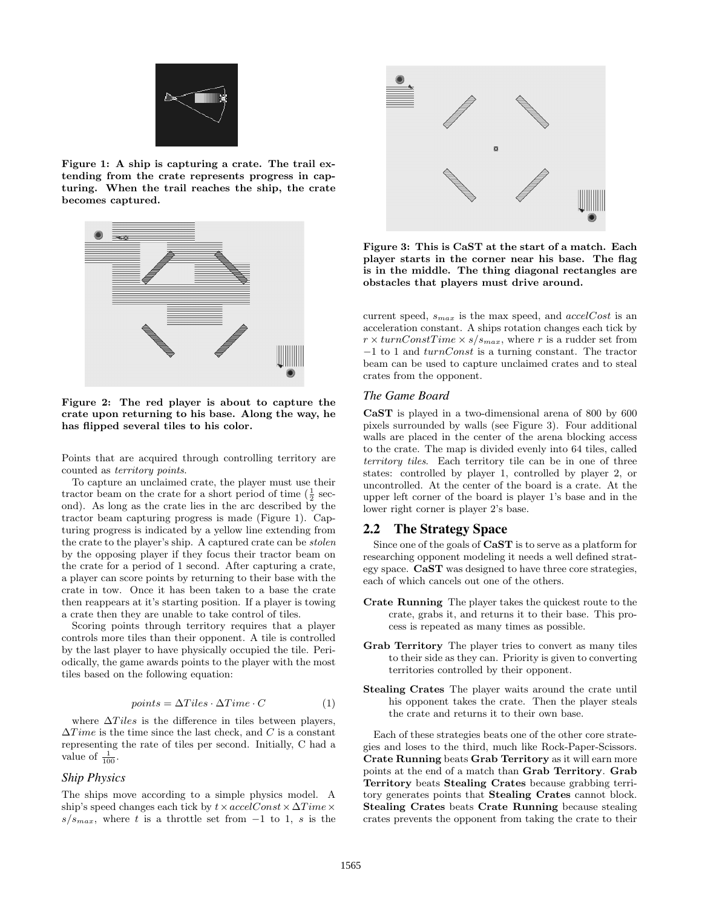Figure 1: A ship is capturing a crate. The trail extending from the crate represents progress in capturing. When the trail reaches the ship, the crate becomes captured.

Figure 2: The red player is about to capture the crate upon returning to his base. Along the way, he has flipped several tiles to his color.

Points that are acquired through controlling territory are counted as *territory points*.

To capture an unclaimed crate, the player must use their tractor beam on the crate for a short period of time ($\frac{1}{2}$ second). As long as the crate lies in the arc described by the tractor beam capturing progress is made (Figure 1). Capturing progress is indicated by a yellow line extending from the crate to the player's ship. A captured crate can be *stolen* by the opposing player if they focus their tractor beam on the crate for a period of 1 second. After capturing a crate, a player can score points by returning to their base with the crate in tow. Once it has been taken to a base the crate then reappears at it's starting position. If a player is towing a crate then they are unable to take control of tiles.

Scoring points through territory requires that a player controls more tiles than their opponent. A tile is controlled by the last player to have physically occupied the tile. Periodically, the game awards points to the player with the most tiles based on the following equation:

$$points = \Delta Tiles \cdot \Delta Time \cdot C \tag{1}$$

where $\Delta Tiles$ is the difference in tiles between players, $\Delta Time$ is the time since the last check, and $C$ is a constant representing the rate of tiles per second. Initially, C had a value of $\frac{1}{100}$.

### *Ship Physics*

The ships move according to a simple physics model. A ship's speed changes each tick by $t \times accelConst \times \Delta Time \times s/s_{max}$, where $t$ is a throttle set from $-1$ to 1, $s$ is the current speed, $s_{max}$ is the max speed, and $accelCost$ is an acceleration constant. A ships rotation changes each tick by $r \times turnConstTime \times s/s_{max}$, where $r$ is a rudder set from $-1$ to 1 and $turnConst$ is a turning constant. The tractor beam can be used to capture unclaimed crates and to steal crates from the opponent.

Figure 3: This is CaST at the start of a match. Each player starts in the corner near his base. The flag is in the middle. The thing diagonal rectangles are obstacles that players must drive around.

### *The Game Board*

**CaST** is played in a two-dimensional arena of 800 by 600 pixels surrounded by walls (see Figure 3). Four additional walls are placed in the center of the arena blocking access to the crate. The map is divided evenly into 64 tiles, called *territory tiles*. Each territory tile can be in one of three states: controlled by player 1, controlled by player 2, or uncontrolled. At the center of the board is a crate. At the upper left corner of the board is player 1's base and in the lower right corner is player 2's base.

## 2.2 The Strategy Space

Since one of the goals of **CaST** is to serve as a platform for researching opponent modeling it needs a well defined strategy space. **CaST** was designed to have three core strategies, each of which cancels out one of the others.

**Crate Running** The player takes the quickest route to the crate, grabs it, and returns it to their base. This process is repeated as many times as possible.

**Grab Territory** The player tries to convert as many tiles to their side as they can. Priority is given to converting territories controlled by their opponent.

**Stealing Crates** The player waits around the crate until his opponent takes the crate. Then the player steals the crate and returns it to their own base.

Each of these strategies beats one of the other core strategies and loses to the third, much like Rock-Paper-Scissors. **Crate Running** beats **Grab Territory** as it will earn more points at the end of a match than **Grab Territory**. **Grab Territory** beats **Stealing Crates** because grabbing territory generates points that **Stealing Crates** cannot block. **Stealing Crates** beats **Crate Running** because stealing crates prevents the opponent from taking the crate to their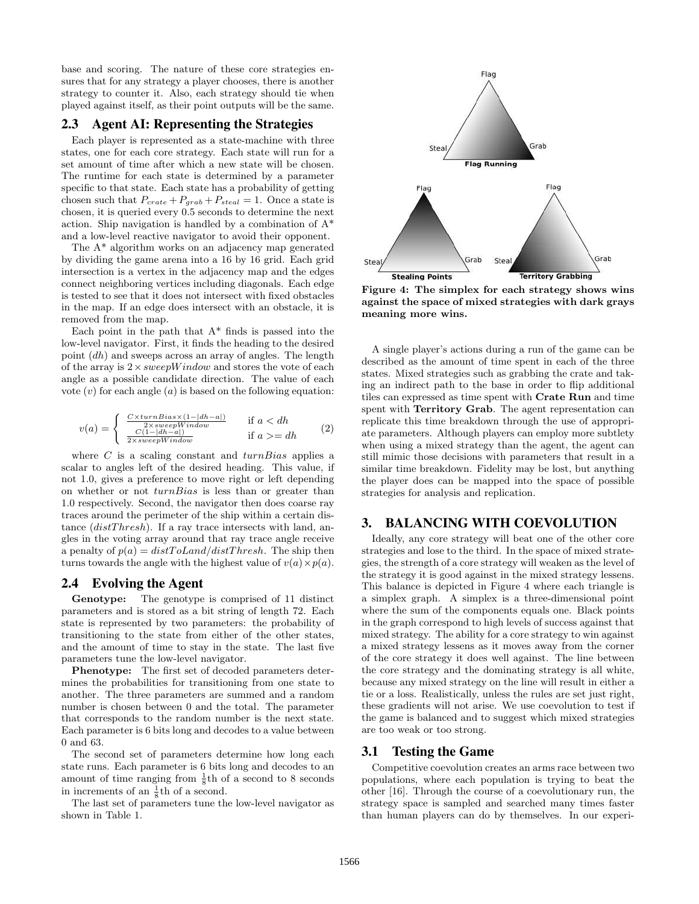base and scoring. The nature of these core strategies ensures that for any strategy a player chooses, there is another strategy to counter it. Also, each strategy should tie when played against itself, as their point outputs will be the same.

## 2.3 Agent AI: Representing the Strategies

Each player is represented as a state-machine with three states, one for each core strategy. Each state will run for a set amount of time after which a new state will be chosen. The runtime for each state is determined by a parameter specific to that state. Each state has a probability of getting chosen such that $P_{crate} + P_{grab} + P_{steal} = 1$. Once a state is chosen, it is queried every 0.5 seconds to determine the next action. Ship navigation is handled by a combination of A* and a low-level reactive navigator to avoid their opponent.

The A* algorithm works on an adjacency map generated by dividing the game arena into a 16 by 16 grid. Each grid intersection is a vertex in the adjacency map and the edges connect neighboring vertices including diagonals. Each edge is tested to see that it does not intersect with fixed obstacles in the map. If an edge does intersect with an obstacle, it is removed from the map.

Each point in the path that A* finds is passed into the low-level navigator. First, it finds the heading to the desired point ($dh$) and sweeps across an array of angles. The length of the array is $2 \times sweepWindow$ and stores the vote of each angle as a possible candidate direction. The value of each vote ($v$) for each angle ($a$) is based on the following equation:

$$v(a) = \begin{cases} \frac{C \times turnBias \times (1 - |dh - a|)}{2 \times sweepWindow} & \text{if } a < dh \\ \frac{C(1 - |dh - a|)}{2 \times sweepWindow} & \text{if } a >= dh \end{cases} \quad (2)$$

where $C$ is a scaling constant and $turnBias$ applies a scalar to angles left of the desired heading. This value, if not 1.0, gives a preference to move right or left depending on whether or not $turnBias$ is less than or greater than 1.0 respectively. Second, the navigator then does coarse ray traces around the perimeter of the ship within a certain distance ($distThresh$). If a ray trace intersects with land, angles in the voting array around that ray trace angle receive a penalty of $p(a) = distToLand/distThresh$. The ship then turns towards the angle with the highest value of $v(a) \times p(a)$.

## 2.4 Evolving the Agent

**Genotype:** The genotype is comprised of 11 distinct parameters and is stored as a bit string of length 72. Each state is represented by two parameters: the probability of transitioning to the state from either of the other states, and the amount of time to stay in the state. The last five parameters tune the low-level navigator.

**Phenotype:** The first set of decoded parameters determines the probabilities for transitioning from one state to another. The three parameters are summed and a random number is chosen between 0 and the total. The parameter that corresponds to the random number is the next state. Each parameter is 6 bits long and decodes to a value between 0 and 63.

The second set of parameters determine how long each state runs. Each parameter is 6 bits long and decodes to an amount of time ranging from $\frac{1}{8}$th of a second to 8 seconds in increments of an $\frac{1}{8}$th of a second.

The last set of parameters tune the low-level navigator as shown in Table 1.

**Figure 4: The simplex for each strategy shows wins against the space of mixed strategies with dark grays meaning more wins.**

A single player's actions during a run of the game can be described as the amount of time spent in each of the three states. Mixed strategies such as grabbing the crate and taking an indirect path to the base in order to flip additional tiles can expressed as time spent with **Crate Run** and time spent with **Territory Grab**. The agent representation can replicate this time breakdown through the use of appropriate parameters. Although players can employ more subtlety when using a mixed strategy than the agent, the agent can still mimic those decisions with parameters that result in a similar time breakdown. Fidelity may be lost, but anything the player does can be mapped into the space of possible strategies for analysis and replication.

# 3. BALANCING WITH COEVOLUTION

Ideally, any core strategy will beat one of the other core strategies and lose to the third. In the space of mixed strategies, the strength of a core strategy will weaken as the level of the strategy it is good against in the mixed strategy lessens. This balance is depicted in Figure 4 where each triangle is a simplex graph. A simplex is a three-dimensional point where the sum of the components equals one. Black points in the graph correspond to high levels of success against that mixed strategy. The ability for a core strategy to win against a mixed strategy lessens as it moves away from the corner of the core strategy it does well against. The line between the core strategy and the dominating strategy is all white, because any mixed strategy on the line will result in either a tie or a loss. Realistically, unless the rules are set just right, these gradients will not arise. We use coevolution to test if the game is balanced and to suggest which mixed strategies are too weak or too strong.

## 3.1 Testing the Game

Competitive coevolution creates an arms race between two populations, where each population is trying to beat the other [16]. Through the course of a coevolutionary run, the strategy space is sampled and searched many times faster than human players can do by themselves. In our experi-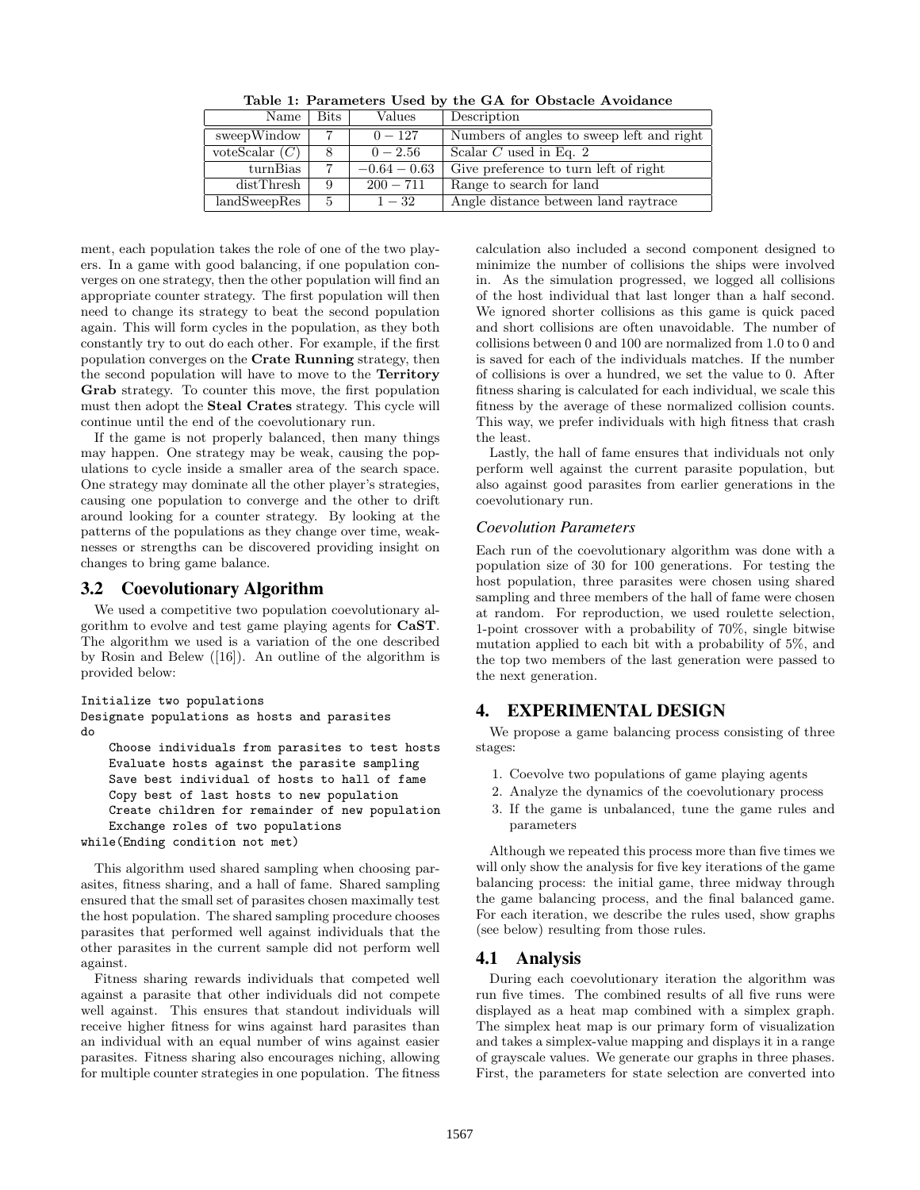**Table 1: Parameters Used by the GA for Obstacle Avoidance**

| Name | Bits | Values | Description |
|---|---|---|---|
| sweepWindow | 7 | $0-127$ | Numbers of angles to sweep left and right |
| voteScalar ($C$) | 8 | $0-2.56$ | Scalar $C$ used in Eq. 2 |
| turnBias | 7 | $-0.64-0.63$ | Give preference to turn left of right |
| distThresh | 9 | $200-711$ | Range to search for land |
| landSweepRes | 5 | $1-32$ | Angle distance between land raytrace |

ment, each population takes the role of one of the two players. In a game with good balancing, if one population converges on one strategy, then the other population will find an appropriate counter strategy. The first population will then need to change its strategy to beat the second population again. This will form cycles in the population, as they both constantly try to out do each other. For example, if the first population converges on the **Crate Running** strategy, then the second population will have to move to the **Territory Grab** strategy. To counter this move, the first population must then adopt the **Steal Crates** strategy. This cycle will continue until the end of the coevolutionary run.

If the game is not properly balanced, then many things may happen. One strategy may be weak, causing the populations to cycle inside a smaller area of the search space. One strategy may dominate all the other player's strategies, causing one population to converge and the other to drift around looking for a counter strategy. By looking at the patterns of the populations as they change over time, weaknesses or strengths can be discovered providing insight on changes to bring game balance.

## 3.2 Coevolutionary Algorithm

We used a competitive two population coevolutionary algorithm to evolve and test game playing agents for **CaST**. The algorithm we used is a variation of the one described by Rosin and Belew ([16]). An outline of the algorithm is provided below:

```
Initialize two populations
Designate populations as hosts and parasites
do
    Choose individuals from parasites to test hosts
    Evaluate hosts against the parasite sampling
    Save best individual of hosts to hall of fame
    Copy best of last hosts to new population
    Create children for remainder of new population
    Exchange roles of two populations
while(Ending condition not met)
```

This algorithm used shared sampling when choosing parasites, fitness sharing, and a hall of fame. Shared sampling ensured that the small set of parasites chosen maximally test the host population. The shared sampling procedure chooses parasites that performed well against individuals that the other parasites in the current sample did not perform well against.

Fitness sharing rewards individuals that competed well against a parasite that other individuals did not compete well against. This ensures that standout individuals will receive higher fitness for wins against hard parasites than an individual with an equal number of wins against easier parasites. Fitness sharing also encourages niching, allowing for multiple counter strategies in one population. The fitness calculation also included a second component designed to minimize the number of collisions the ships were involved in. As the simulation progressed, we logged all collisions of the host individual that last longer than a half second. We ignored shorter collisions as this game is quick paced and short collisions are often unavoidable. The number of collisions between 0 and 100 are normalized from 1.0 to 0 and is saved for each of the individuals matches. If the number of collisions is over a hundred, we set the value to 0. After fitness sharing is calculated for each individual, we scale this fitness by the average of these normalized collision counts. This way, we prefer individuals with high fitness that crash the least.

Lastly, the hall of fame ensures that individuals not only perform well against the current parasite population, but also against good parasites from earlier generations in the coevolutionary run.

### *Coevolution Parameters*

Each run of the coevolutionary algorithm was done with a population size of 30 for 100 generations. For testing the host population, three parasites were chosen using shared sampling and three members of the hall of fame were chosen at random. For reproduction, we used roulette selection, 1-point crossover with a probability of 70%, single bitwise mutation applied to each bit with a probability of 5%, and the top two members of the last generation were passed to the next generation.

## 4. EXPERIMENTAL DESIGN

We propose a game balancing process consisting of three stages:

1. Coevolve two populations of game playing agents
2. Analyze the dynamics of the coevolutionary process
3. If the game is unbalanced, tune the game rules and parameters

Although we repeated this process more than five times we will only show the analysis for five key iterations of the game balancing process: the initial game, three midway through the game balancing process, and the final balanced game. For each iteration, we describe the rules used, show graphs (see below) resulting from those rules.

## 4.1 Analysis

During each coevolutionary iteration the algorithm was run five times. The combined results of all five runs were displayed as a heat map combined with a simplex graph. The simplex heat map is our primary form of visualization and takes a simplex-value mapping and displays it in a range of grayscale values. We generate our graphs in three phases. First, the parameters for state selection are converted into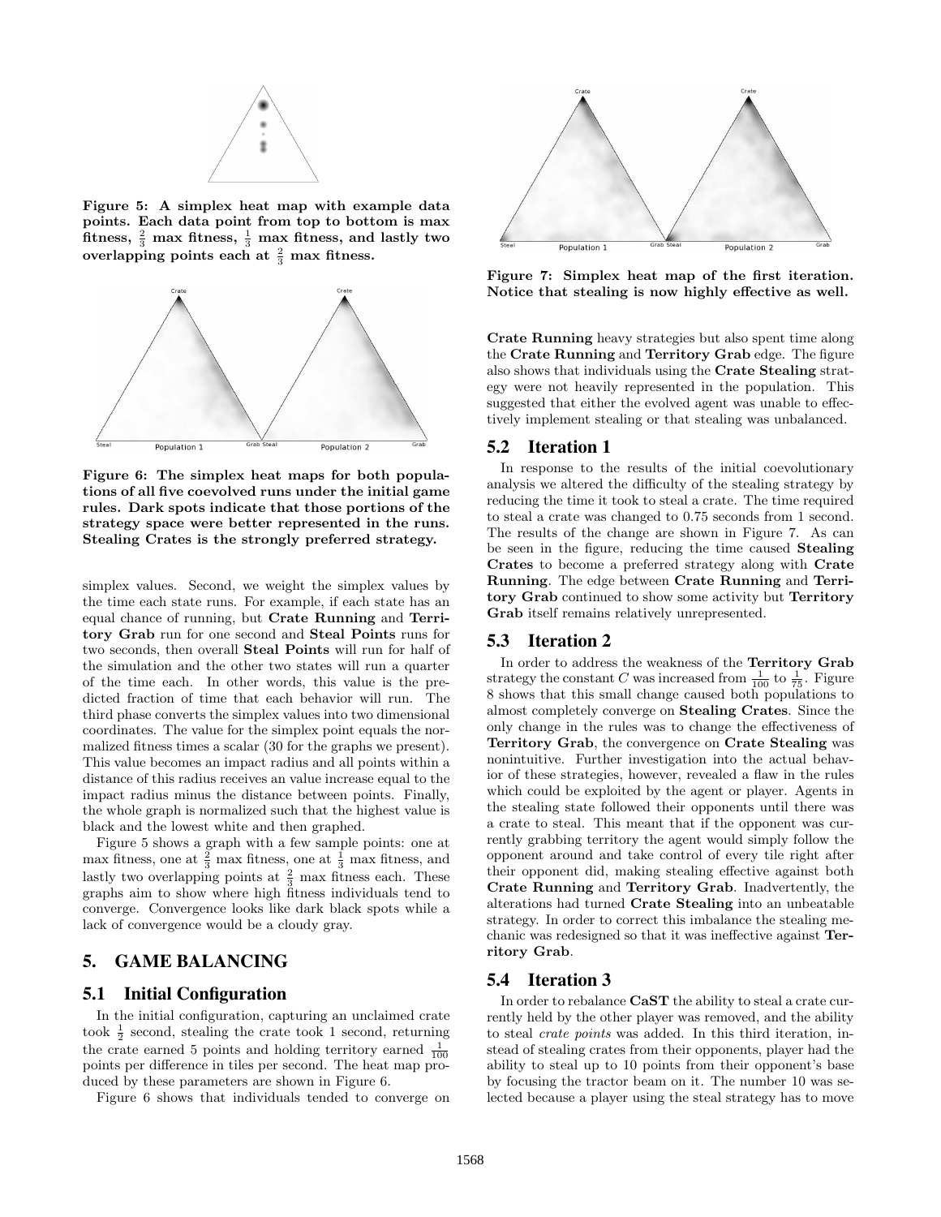**Figure 5: A simplex heat map with example data points. Each data point from top to bottom is max fitness, $\frac{2}{3}$ max fitness, $\frac{1}{3}$ max fitness, and lastly two overlapping points each at $\frac{2}{3}$ max fitness.**

**Figure 6: The simplex heat maps for both populations of all five coevolved runs under the initial game rules. Dark spots indicate that those portions of the strategy space were better represented in the runs. Stealing Crates is the strongly preferred strategy.**

simplex values. Second, we weight the simplex values by the time each state runs. For example, if each state has an equal chance of running, but **Crate Running** and **Territory Grab** run for one second and **Steal Points** runs for two seconds, then overall **Steal Points** will run for half of the simulation and the other two states will run a quarter of the time each. In other words, this value is the predicted fraction of time that each behavior will run. The third phase converts the simplex values into two dimensional coordinates. The value for the simplex point equals the normalized fitness times a scalar (30 for the graphs we present). This value becomes an impact radius and all points within a distance of this radius receives an value increase equal to the impact radius minus the distance between points. Finally, the whole graph is normalized such that the highest value is black and the lowest white and then graphed.

Figure 5 shows a graph with a few sample points: one at max fitness, one at $\frac{2}{3}$ max fitness, one at $\frac{1}{3}$ max fitness, and lastly two overlapping points at $\frac{2}{3}$ max fitness each. These graphs aim to show where high fitness individuals tend to converge. Convergence looks like dark black spots while a lack of convergence would be a cloudy gray.

## 5. GAME BALANCING

### 5.1 Initial Configuration

In the initial configuration, capturing an unclaimed crate took $\frac{1}{2}$ second, stealing the crate took 1 second, returning the crate earned 5 points and holding territory earned $\frac{1}{100}$ points per difference in tiles per second. The heat map produced by these parameters are shown in Figure 6.

Figure 6 shows that individuals tended to converge on **Crate Running** heavy strategies but also spent time along the **Crate Running** and **Territory Grab** edge. The figure also shows that individuals using the **Crate Stealing** strategy were not heavily represented in the population. This suggested that either the evolved agent was unable to effectively implement stealing or that stealing was unbalanced.

**Figure 7: Simplex heat map of the first iteration. Notice that stealing is now highly effective as well.**

### 5.2 Iteration 1

In response to the results of the initial coevolutionary analysis we altered the difficulty of the stealing strategy by reducing the time it took to steal a crate. The time required to steal a crate was changed to 0.75 seconds from 1 second. The results of the change are shown in Figure 7. As can be seen in the figure, reducing the time caused **Stealing Crates** to become a preferred strategy along with **Crate Running**. The edge between **Crate Running** and **Territory Grab** continued to show some activity but **Territory Grab** itself remains relatively unrepresented.

### 5.3 Iteration 2

In order to address the weakness of the **Territory Grab** strategy the constant $C$ was increased from $\frac{1}{100}$ to $\frac{1}{75}$. Figure 8 shows that this small change caused both populations to almost completely converge on **Stealing Crates**. Since the only change in the rules was to change the effectiveness of **Territory Grab**, the convergence on **Crate Stealing** was nonintuitive. Further investigation into the actual behavior of these strategies, however, revealed a flaw in the rules which could be exploited by the agent or player. Agents in the stealing state followed their opponents until there was a crate to steal. This meant that if the opponent was currently grabbing territory the agent would simply follow the opponent around and take control of every tile right after their opponent did, making stealing effective against both **Crate Running** and **Territory Grab**. Inadvertently, the alterations had turned **Crate Stealing** into an unbeatable strategy. In order to correct this imbalance the stealing mechanic was redesigned so that it was ineffective against **Territory Grab**.

### 5.4 Iteration 3

In order to rebalance **CaST** the ability to steal a crate currently held by the other player was removed, and the ability to steal *crate points* was added. In this third iteration, instead of stealing crates from their opponents, player had the ability to steal up to 10 points from their opponent's base by focusing the tractor beam on it. The number 10 was selected because a player using the steal strategy has to move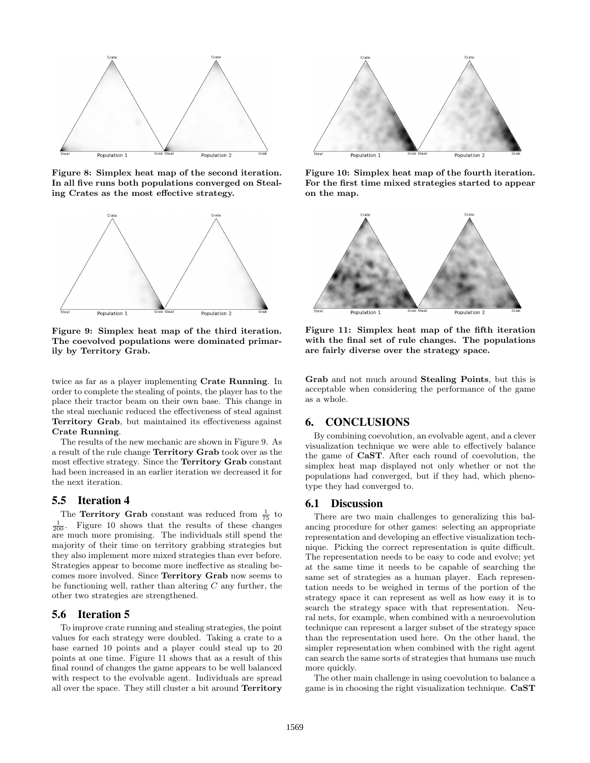Figure 8: Simplex heat map of the second iteration. In all five runs both populations converged on Stealing Crates as the most effective strategy.

Figure 9: Simplex heat map of the third iteration. The coevolved populations were dominated primarily by Territory Grab.

twice as far as a player implementing **Crate Running**. In order to complete the stealing of points, the player has to the place their tractor beam on their own base. This change in the steal mechanic reduced the effectiveness of steal against **Territory Grab**, but maintained its effectiveness against **Crate Running**.

The results of the new mechanic are shown in Figure 9. As a result of the rule change **Territory Grab** took over as the most effective strategy. Since the **Territory Grab** constant had been increased in an earlier iteration we decreased it for the next iteration.

## 5.5 Iteration 4

The **Territory Grab** constant was reduced from $\frac{1}{75}$ to $\frac{1}{200}$. Figure 10 shows that the results of these changes are much more promising. The individuals still spend the majority of their time on territory grabbing strategies but they also implement more mixed strategies than ever before. Strategies appear to become more ineffective as stealing becomes more involved. Since **Territory Grab** now seems to be functioning well, rather than altering $C$ any further, the other two strategies are strengthened.

## 5.6 Iteration 5

To improve crate running and stealing strategies, the point values for each strategy were doubled. Taking a crate to a base earned 10 points and a player could steal up to 20 points at one time. Figure 11 shows that as a result of this final round of changes the game appears to be well balanced with respect to the evolvable agent. Individuals are spread all over the space. They still cluster a bit around **Territory Grab** and not much around **Stealing Points**, but this is acceptable when considering the performance of the game as a whole.

Figure 10: Simplex heat map of the fourth iteration. For the first time mixed strategies started to appear on the map.

Figure 11: Simplex heat map of the fifth iteration with the final set of rule changes. The populations are fairly diverse over the strategy space.

# 6. CONCLUSIONS

By combining coevolution, an evolvable agent, and a clever visualization technique we were able to effectively balance the game of **CaST**. After each round of coevolution, the simplex heat map displayed not only whether or not the populations had converged, but if they had, which phenotype they had converged to.

## 6.1 Discussion

There are two main challenges to generalizing this balancing procedure for other games: selecting an appropriate representation and developing an effective visualization technique. Picking the correct representation is quite difficult. The representation needs to be easy to code and evolve; yet at the same time it needs to be capable of searching the same set of strategies as a human player. Each representation needs to be weighed in terms of the portion of the strategy space it can represent as well as how easy it is to search the strategy space with that representation. Neural nets, for example, when combined with a neuroevolution technique can represent a larger subset of the strategy space than the representation used here. On the other hand, the simpler representation when combined with the right agent can search the same sorts of strategies that humans use much more quickly.

The other main challenge in using coevolution to balance a game is in choosing the right visualization technique. **CaST**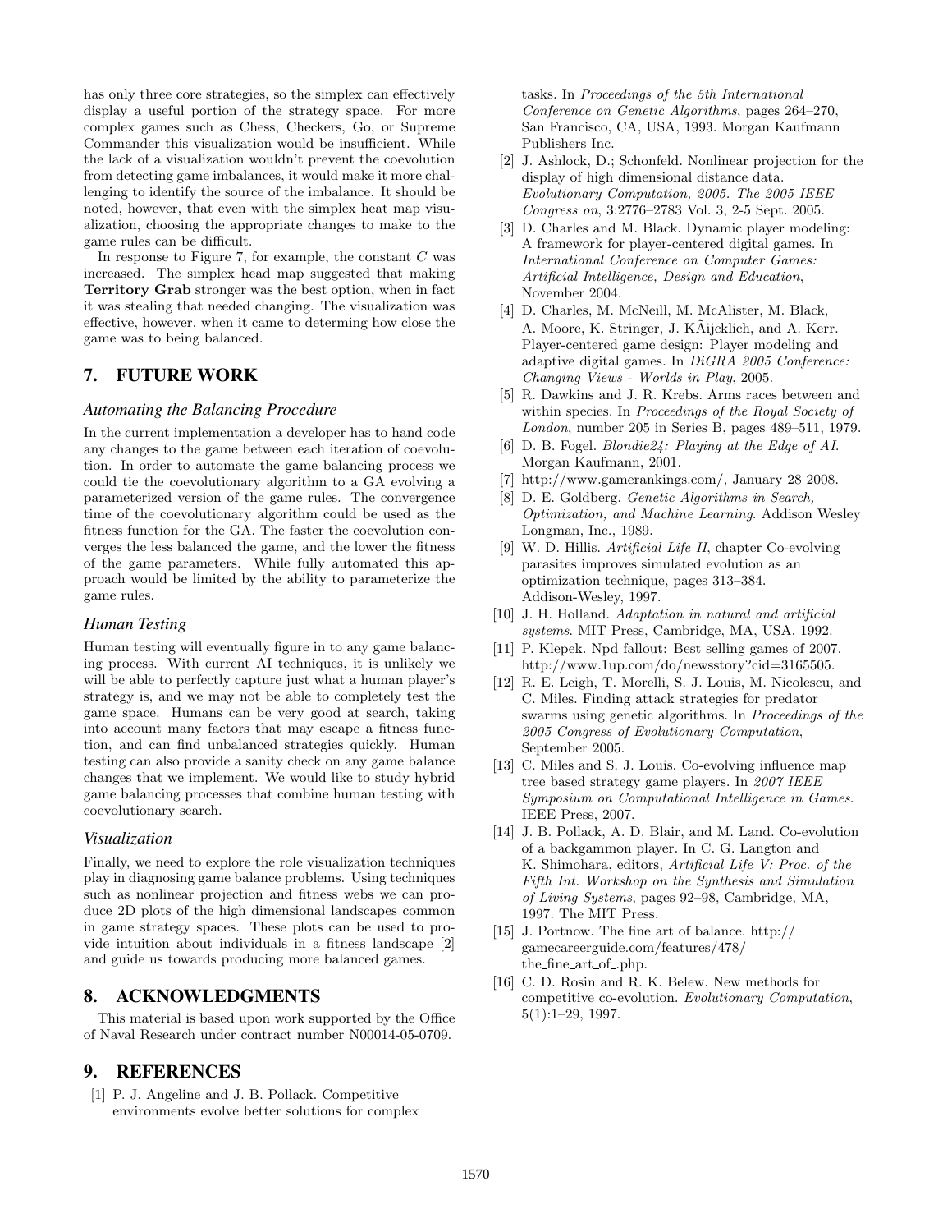has only three core strategies, so the simplex can effectively display a useful portion of the strategy space. For more complex games such as Chess, Checkers, Go, or Supreme Commander this visualization would be insufficient. While the lack of a visualization wouldn't prevent the coevolution from detecting game imbalances, it would make it more challenging to identify the source of the imbalance. It should be noted, however, that even with the simplex heat map visualization, choosing the appropriate changes to make to the game rules can be difficult.

In response to Figure 7, for example, the constant $C$ was increased. The simplex head map suggested that making **Territory Grab** stronger was the best option, when in fact it was stealing that needed changing. The visualization was effective, however, when it came to determing how close the game was to being balanced.

## 7. FUTURE WORK

### *Automating the Balancing Procedure*

In the current implementation a developer has to hand code any changes to the game between each iteration of coevolution. In order to automate the game balancing process we could tie the coevolutionary algorithm to a GA evolving a parameterized version of the game rules. The convergence time of the coevolutionary algorithm could be used as the fitness function for the GA. The faster the coevolution converges the less balanced the game, and the lower the fitness of the game parameters. While fully automated this approach would be limited by the ability to parameterize the game rules.

### *Human Testing*

Human testing will eventually figure in to any game balancing process. With current AI techniques, it is unlikely we will be able to perfectly capture just what a human player's strategy is, and we may not be able to completely test the game space. Humans can be very good at search, taking into account many factors that may escape a fitness function, and can find unbalanced strategies quickly. Human testing can also provide a sanity check on any game balance changes that we implement. We would like to study hybrid game balancing processes that combine human testing with coevolutionary search.

### *Visualization*

Finally, we need to explore the role visualization techniques play in diagnosing game balance problems. Using techniques such as nonlinear projection and fitness webs we can produce 2D plots of the high dimensional landscapes common in game strategy spaces. These plots can be used to provide intuition about individuals in a fitness landscape [2] and guide us towards producing more balanced games.

## 8. ACKNOWLEDGMENTS

This material is based upon work supported by the Office of Naval Research under contract number N00014-05-0709.

## 9. REFERENCES

[1] P. J. Angeline and J. B. Pollack. Competitive environments evolve better solutions for complex tasks. In *Proceedings of the 5th International Conference on Genetic Algorithms*, pages 264–270, San Francisco, CA, USA, 1993. Morgan Kaufmann Publishers Inc.

[2] J. Ashlock, D.; Schonfeld. Nonlinear projection for the display of high dimensional distance data. *Evolutionary Computation, 2005. The 2005 IEEE Congress on*, 3:2776–2783 Vol. 3, 2-5 Sept. 2005.

[3] D. Charles and M. Black. Dynamic player modeling: A framework for player-centered digital games. In *International Conference on Computer Games: Artificial Intelligence, Design and Education*, November 2004.

[4] D. Charles, M. McNeill, M. McAlister, M. Black, A. Moore, K. Stringer, J. KÃijcklich, and A. Kerr. Player-centered game design: Player modeling and adaptive digital games. In *DiGRA 2005 Conference: Changing Views - Worlds in Play*, 2005.

[5] R. Dawkins and J. R. Krebs. Arms races between and within species. In *Proceedings of the Royal Society of London*, number 205 in Series B, pages 489–511, 1979.

[6] D. B. Fogel. *Blondie24: Playing at the Edge of AI*. Morgan Kaufmann, 2001.

[7] http://www.gamerankings.com/, January 28 2008.

[8] D. E. Goldberg. *Genetic Algorithms in Search, Optimization, and Machine Learning*. Addison Wesley Longman, Inc., 1989.

[9] W. D. Hillis. *Artificial Life II*, chapter Co-evolving parasites improves simulated evolution as an optimization technique, pages 313–384. Addison-Wesley, 1997.

[10] J. H. Holland. *Adaptation in natural and artificial systems*. MIT Press, Cambridge, MA, USA, 1992.

[11] P. Klepek. Npd fallout: Best selling games of 2007. http://www.1up.com/do/newsstory?cid=3165505.

[12] R. E. Leigh, T. Morelli, S. J. Louis, M. Nicolescu, and C. Miles. Finding attack strategies for predator swarms using genetic algorithms. In *Proceedings of the 2005 Congress of Evolutionary Computation*, September 2005.

[13] C. Miles and S. J. Louis. Co-evolving influence map tree based strategy game players. In *2007 IEEE Symposium on Computational Intelligence in Games*. IEEE Press, 2007.

[14] J. B. Pollack, A. D. Blair, and M. Land. Co-evolution of a backgammon player. In C. G. Langton and K. Shimohara, editors, *Artificial Life V: Proc. of the Fifth Int. Workshop on the Synthesis and Simulation of Living Systems*, pages 92–98, Cambridge, MA, 1997. The MIT Press.

[15] J. Portnow. The fine art of balance. http://gamecareerguide.com/features/478/the_fine_art_of_.php.

[16] C. D. Rosin and R. K. Belew. New methods for competitive co-evolution. *Evolutionary Computation*, 5(1):1–29, 1997.